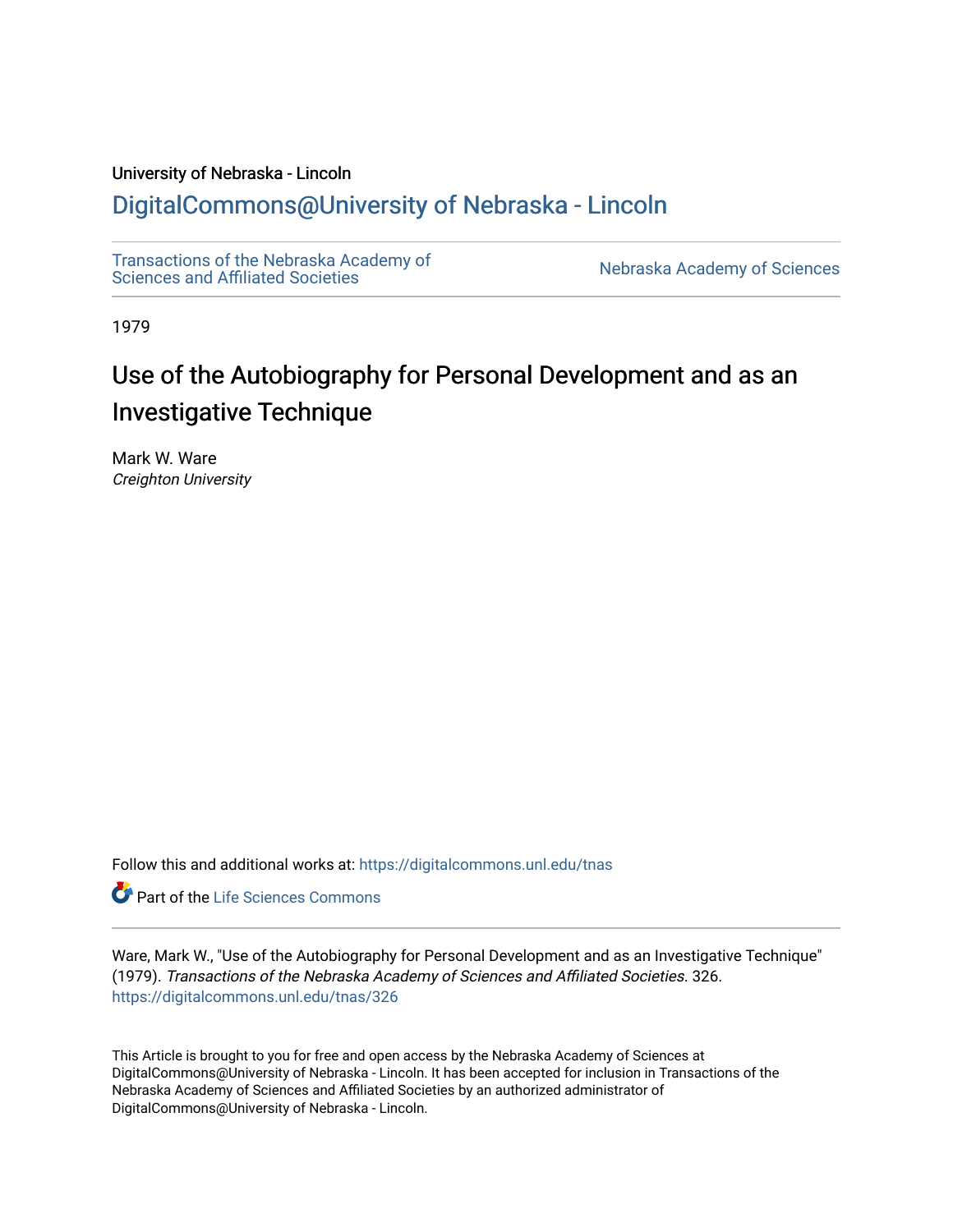University of Nebraska - Lincoln

## DigitalCommons@University of Nebraska - Lincoln

Transactions of the Nebraska Academy of Sciences and Affiliated Societies

Nebraska Academy of Sciences

1979

# Use of the Autobiography for Personal Development and as an Investigative Technique

Mark W. Ware
*Creighton University*

Follow this and additional works at: https://digitalcommons.unl.edu/tnas

Part of the Life Sciences Commons

Ware, Mark W., "Use of the Autobiography for Personal Development and as an Investigative Technique" (1979). *Transactions of the Nebraska Academy of Sciences and Affiliated Societies*. 326.
https://digitalcommons.unl.edu/tnas/326

This Article is brought to you for free and open access by the Nebraska Academy of Sciences at DigitalCommons@University of Nebraska - Lincoln. It has been accepted for inclusion in Transactions of the Nebraska Academy of Sciences and Affiliated Societies by an authorized administrator of DigitalCommons@University of Nebraska - Lincoln.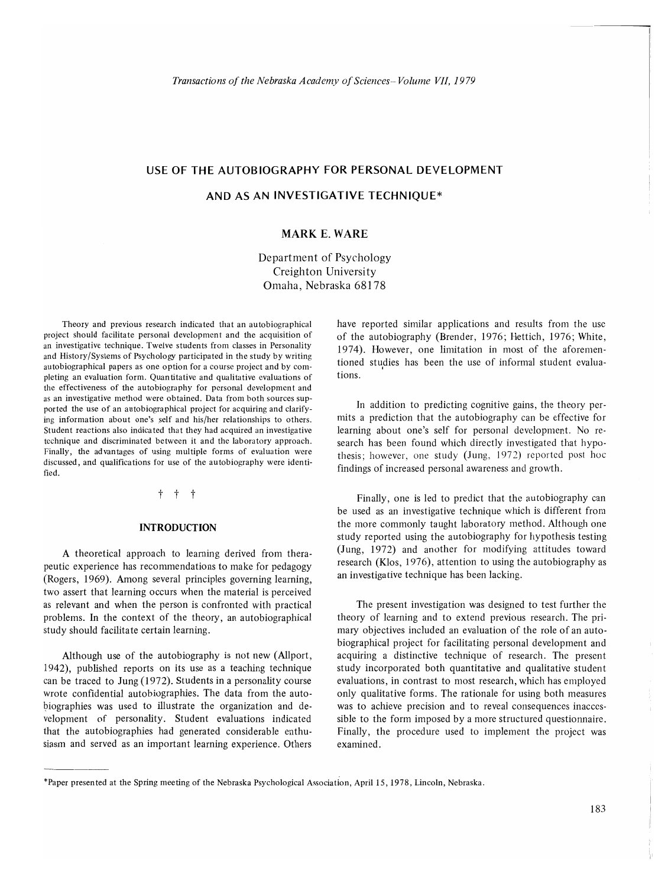# USE OF THE AUTOBIOGRAPHY FOR PERSONAL DEVELOPMENT AND AS AN INVESTIGATIVE TECHNIQUE*

**MARK E. WARE**

Department of Psychology
Creighton University
Omaha, Nebraska 68178

Theory and previous research indicated that an autobiographical project should facilitate personal development and the acquisition of an investigative technique. Twelve students from classes in Personality and History/Systems of Psychology participated in the study by writing autobiographical papers as one option for a course project and by completing an evaluation form. Quantitative and qualitative evaluations of the effectiveness of the autobiography for personal development and as an investigative method were obtained. Data from both sources supported the use of an autobiographical project for acquiring and clarifying information about one's self and his/her relationships to others. Student reactions also indicated that they had acquired an investigative technique and discriminated between it and the laboratory approach. Finally, the advantages of using multiple forms of evaluation were discussed, and qualifications for use of the autobiography were identified.

† † †

## INTRODUCTION

A theoretical approach to learning derived from therapeutic experience has recommendations to make for pedagogy (Rogers, 1969). Among several principles governing learning, two assert that learning occurs when the material is perceived as relevant and when the person is confronted with practical problems. In the context of the theory, an autobiographical study should facilitate certain learning.

Although use of the autobiography is not new (Allport, 1942), published reports on its use as a teaching technique can be traced to Jung (1972). Students in a personality course wrote confidential autobiographies. The data from the autobiographies was used to illustrate the organization and development of personality. Student evaluations indicated that the autobiographies had generated considerable enthusiasm and served as an important learning experience. Others have reported similar applications and results from the use of the autobiography (Brender, 1976; Hettich, 1976; White, 1974). However, one limitation in most of the aforementioned studies has been the use of informal student evaluations.

In addition to predicting cognitive gains, the theory permits a prediction that the autobiography can be effective for learning about one's self for personal development. No research has been found which directly investigated that hypothesis; however, one study (Jung, 1972) reported post hoc findings of increased personal awareness and growth.

Finally, one is led to predict that the autobiography can be used as an investigative technique which is different from the more commonly taught laboratory method. Although one study reported using the autobiography for hypothesis testing (Jung, 1972) and another for modifying attitudes toward research (Klos, 1976), attention to using the autobiography as an investigative technique has been lacking.

The present investigation was designed to test further the theory of learning and to extend previous research. The primary objectives included an evaluation of the role of an autobiographical project for facilitating personal development and acquiring a distinctive technique of research. The present study incorporated both quantitative and qualitative student evaluations, in contrast to most research, which has employed only qualitative forms. The rationale for using both measures was to achieve precision and to reveal consequences inaccessible to the form imposed by a more structured questionnaire. Finally, the procedure used to implement the project was examined.

---

*Paper presented at the Spring meeting of the Nebraska Psychological Association, April 15, 1978, Lincoln, Nebraska.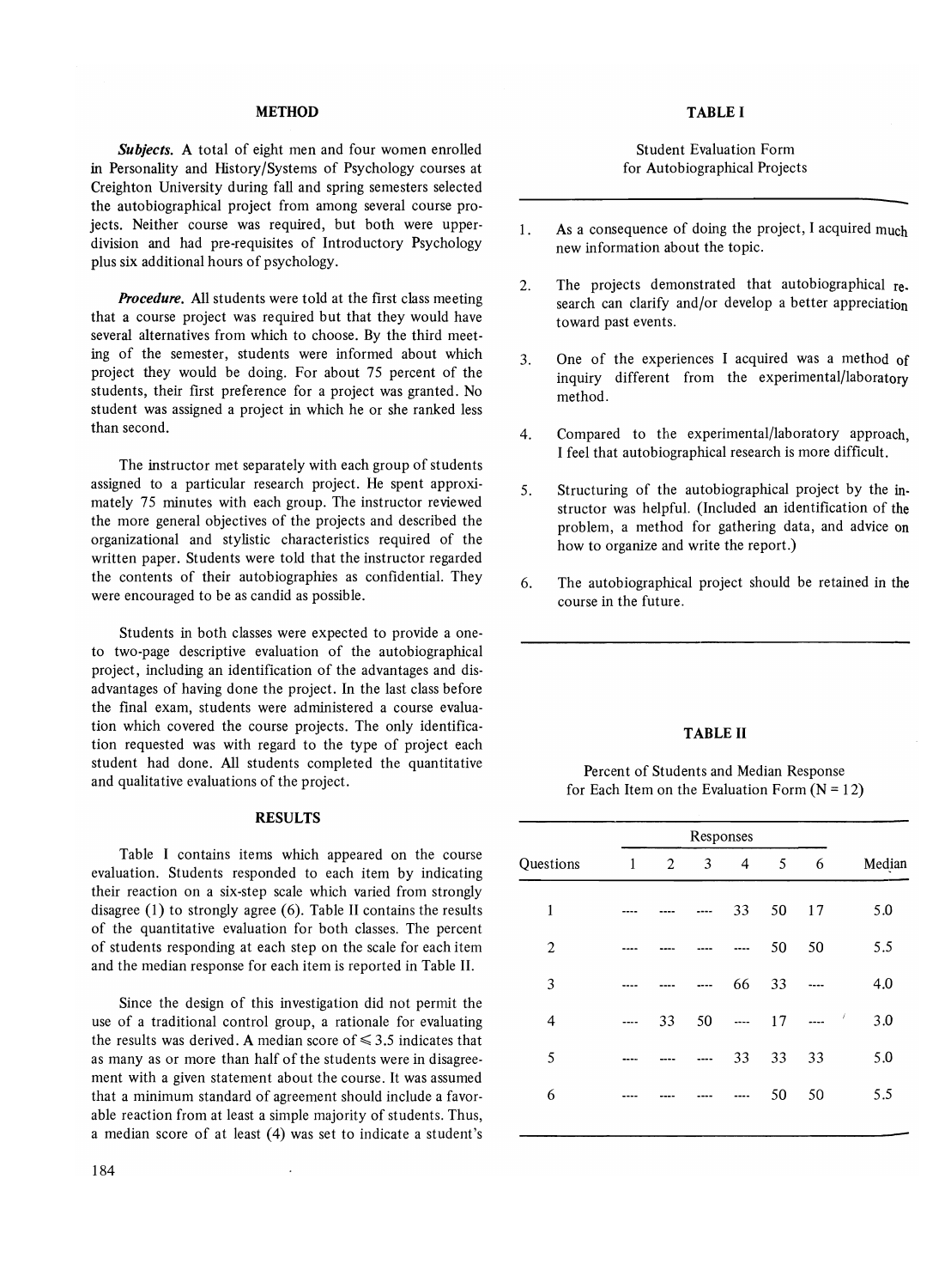## METHOD

***Subjects.*** A total of eight men and four women enrolled in Personality and History/Systems of Psychology courses at Creighton University during fall and spring semesters selected the autobiographical project from among several course projects. Neither course was required, but both were upper-division and had pre-requisites of Introductory Psychology plus six additional hours of psychology.

***Procedure.*** All students were told at the first class meeting that a course project was required but that they would have several alternatives from which to choose. By the third meeting of the semester, students were informed about which project they would be doing. For about 75 percent of the students, their first preference for a project was granted. No student was assigned a project in which he or she ranked less than second.

The instructor met separately with each group of students assigned to a particular research project. He spent approximately 75 minutes with each group. The instructor reviewed the more general objectives of the projects and described the organizational and stylistic characteristics required of the written paper. Students were told that the instructor regarded the contents of their autobiographies as confidential. They were encouraged to be as candid as possible.

Students in both classes were expected to provide a one- to two-page descriptive evaluation of the autobiographical project, including an identification of the advantages and disadvantages of having done the project. In the last class before the final exam, students were administered a course evaluation which covered the course projects. The only identification requested was with regard to the type of project each student had done. All students completed the quantitative and qualitative evaluations of the project.

## RESULTS

Table I contains items which appeared on the course evaluation. Students responded to each item by indicating their reaction on a six-step scale which varied from strongly disagree (1) to strongly agree (6). Table II contains the results of the quantitative evaluation for both classes. The percent of students responding at each step on the scale for each item and the median response for each item is reported in Table II.

Since the design of this investigation did not permit the use of a traditional control group, a rationale for evaluating the results was derived. A median score of $\leqslant 3.5$ indicates that as many as or more than half of the students were in disagreement with a given statement about the course. It was assumed that a minimum standard of agreement should include a favorable reaction from at least a simple majority of students. Thus, a median score of at least (4) was set to indicate a student's

**TABLE I**

Student Evaluation Form
for Autobiographical Projects

1. As a consequence of doing the project, I acquired much new information about the topic.
2. The projects demonstrated that autobiographical research can clarify and/or develop a better appreciation toward past events.
3. One of the experiences I acquired was a method of inquiry different from the experimental/laboratory method.
4. Compared to the experimental/laboratory approach, I feel that autobiographical research is more difficult.
5. Structuring of the autobiographical project by the instructor was helpful. (Included an identification of the problem, a method for gathering data, and advice on how to organize and write the report.)
6. The autobiographical project should be retained in the course in the future.

**TABLE II**

Percent of Students and Median Response
for Each Item on the Evaluation Form (N = 12)

| | Responses | | | | | | |
|---|---|---|---|---|---|---|---|
| Questions | 1 | 2 | 3 | 4 | 5 | 6 | Median |
| 1 | ---- | ---- | ---- | 33 | 50 | 17 | 5.0 |
| 2 | ---- | ---- | ---- | ---- | 50 | 50 | 5.5 |
| 3 | ---- | ---- | ---- | 66 | 33 | ---- | 4.0 |
| 4 | ---- | 33 | 50 | ---- | 17 | ---- | 3.0 |
| 5 | ---- | ---- | ---- | 33 | 33 | 33 | 5.0 |
| 6 | ---- | ---- | ---- | ---- | 50 | 50 | 5.5 |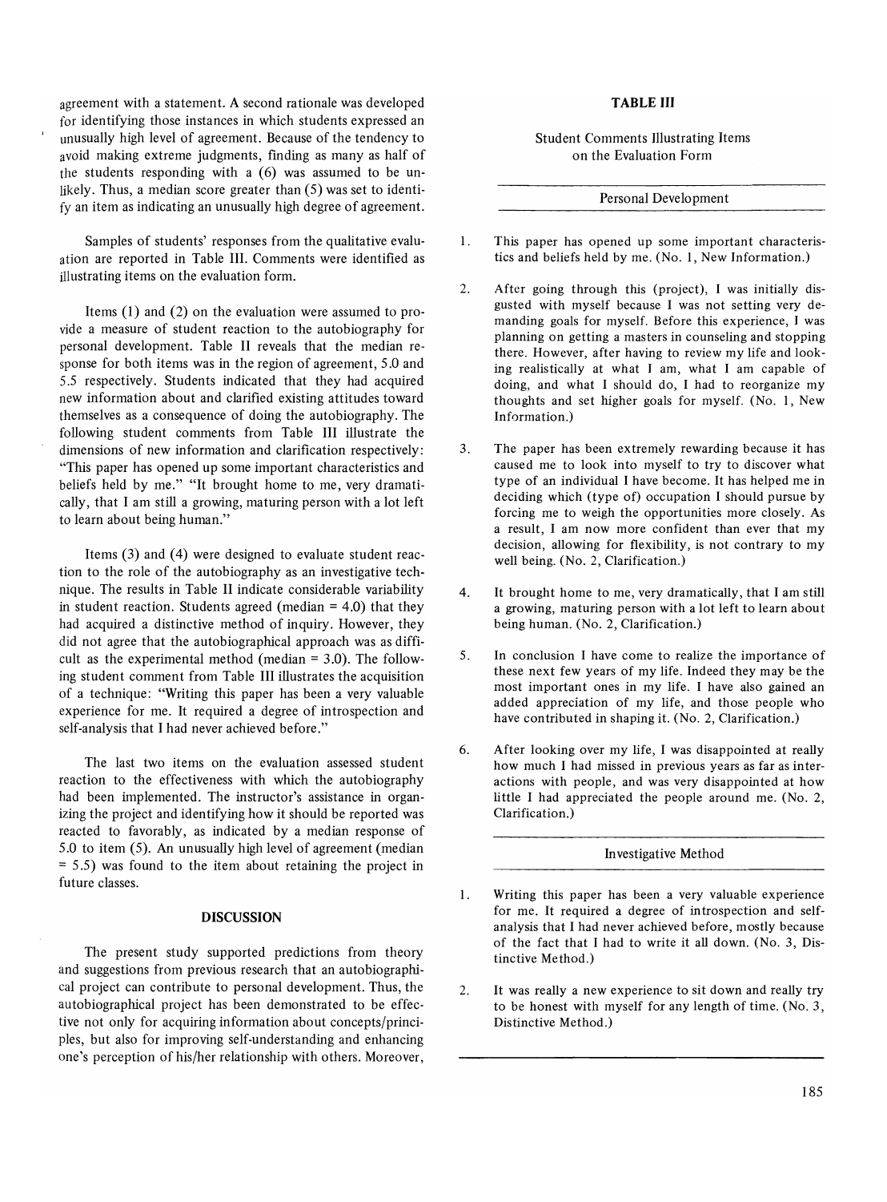agreement with a statement. A second rationale was developed for identifying those instances in which students expressed an unusually high level of agreement. Because of the tendency to avoid making extreme judgments, finding as many as half of the students responding with a (6) was assumed to be unlikely. Thus, a median score greater than (5) was set to identify an item as indicating an unusually high degree of agreement.

Samples of students' responses from the qualitative evaluation are reported in Table III. Comments were identified as illustrating items on the evaluation form.

Items (1) and (2) on the evaluation were assumed to provide a measure of student reaction to the autobiography for personal development. Table II reveals that the median response for both items was in the region of agreement, 5.0 and 5.5 respectively. Students indicated that they had acquired new information about and clarified existing attitudes toward themselves as a consequence of doing the autobiography. The following student comments from Table III illustrate the dimensions of new information and clarification respectively: "This paper has opened up some important characteristics and beliefs held by me." "It brought home to me, very dramatically, that I am still a growing, maturing person with a lot left to learn about being human."

Items (3) and (4) were designed to evaluate student reaction to the role of the autobiography as an investigative technique. The results in Table II indicate considerable variability in student reaction. Students agreed (median = 4.0) that they had acquired a distinctive method of inquiry. However, they did not agree that the autobiographical approach was as difficult as the experimental method (median = 3.0). The following student comment from Table III illustrates the acquisition of a technique: "Writing this paper has been a very valuable experience for me. It required a degree of introspection and self-analysis that I had never achieved before."

The last two items on the evaluation assessed student reaction to the effectiveness with which the autobiography had been implemented. The instructor's assistance in organizing the project and identifying how it should be reported was reacted to favorably, as indicated by a median response of 5.0 to item (5). An unusually high level of agreement (median = 5.5) was found to the item about retaining the project in future classes.

## DISCUSSION

The present study supported predictions from theory and suggestions from previous research that an autobiographical project can contribute to personal development. Thus, the autobiographical project has been demonstrated to be effective not only for acquiring information about concepts/principles, but also for improving self-understanding and enhancing one's perception of his/her relationship with others. Moreover,

### TABLE III

Student Comments Illustrating Items on the Evaluation Form

#### Personal Development

1. This paper has opened up some important characteristics and beliefs held by me. (No. 1, New Information.)

2. After going through this (project), I was initially disgusted with myself because I was not setting very demanding goals for myself. Before this experience, I was planning on getting a masters in counseling and stopping there. However, after having to review my life and looking realistically at what I am, what I am capable of doing, and what I should do, I had to reorganize my thoughts and set higher goals for myself. (No. 1, New Information.)

3. The paper has been extremely rewarding because it has caused me to look into myself to try to discover what type of an individual I have become. It has helped me in deciding which (type of) occupation I should pursue by forcing me to weigh the opportunities more closely. As a result, I am now more confident than ever that my decision, allowing for flexibility, is not contrary to my well being. (No. 2, Clarification.)

4. It brought home to me, very dramatically, that I am still a growing, maturing person with a lot left to learn about being human. (No. 2, Clarification.)

5. In conclusion I have come to realize the importance of these next few years of my life. Indeed they may be the most important ones in my life. I have also gained an added appreciation of my life, and those people who have contributed in shaping it. (No. 2, Clarification.)

6. After looking over my life, I was disappointed at really how much I had missed in previous years as far as interactions with people, and was very disappointed at how little I had appreciated the people around me. (No. 2, Clarification.)

#### Investigative Method

1. Writing this paper has been a very valuable experience for me. It required a degree of introspection and self-analysis that I had never achieved before, mostly because of the fact that I had to write it all down. (No. 3, Distinctive Method.)

2. It was really a new experience to sit down and really try to be honest with myself for any length of time. (No. 3, Distinctive Method.)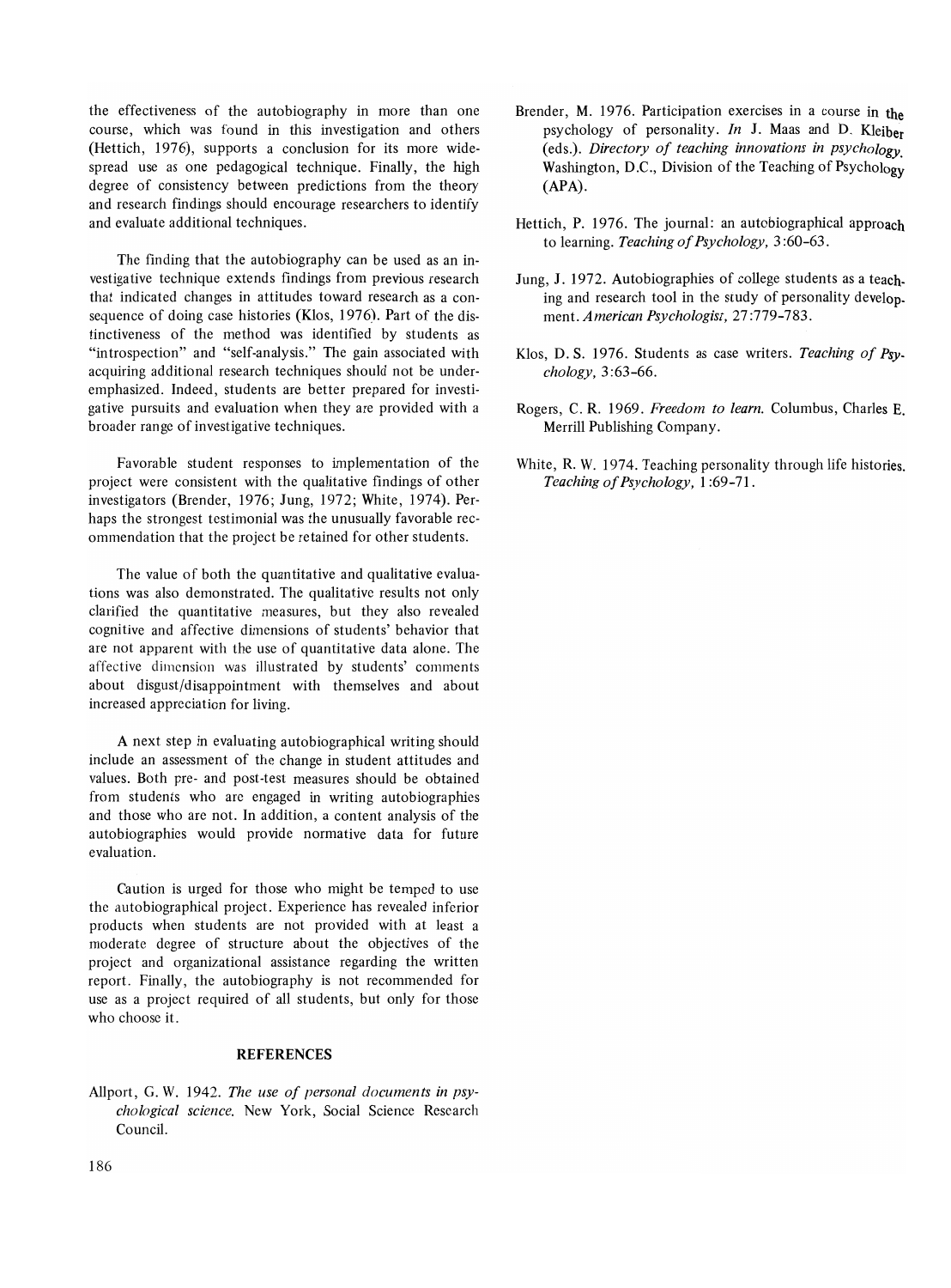the effectiveness of the autobiography in more than one course, which was found in this investigation and others (Hettich, 1976), supports a conclusion for its more widespread use as one pedagogical technique. Finally, the high degree of consistency between predictions from the theory and research findings should encourage researchers to identify and evaluate additional techniques.

The finding that the autobiography can be used as an investigative technique extends findings from previous research that indicated changes in attitudes toward research as a consequence of doing case histories (Klos, 1976). Part of the distinctiveness of the method was identified by students as "introspection" and "self-analysis." The gain associated with acquiring additional research techniques should not be underemphasized. Indeed, students are better prepared for investigative pursuits and evaluation when they are provided with a broader range of investigative techniques.

Favorable student responses to implementation of the project were consistent with the qualitative findings of other investigators (Brender, 1976; Jung, 1972; White, 1974). Perhaps the strongest testimonial was the unusually favorable recommendation that the project be retained for other students.

The value of both the quantitative and qualitative evaluations was also demonstrated. The qualitative results not only clarified the quantitative measures, but they also revealed cognitive and affective dimensions of students' behavior that are not apparent with the use of quantitative data alone. The affective dimension was illustrated by students' comments about disgust/disappointment with themselves and about increased appreciation for living.

A next step in evaluating autobiographical writing should include an assessment of the change in student attitudes and values. Both pre- and post-test measures should be obtained from students who are engaged in writing autobiographies and those who are not. In addition, a content analysis of the autobiographies would provide normative data for future evaluation.

Caution is urged for those who might be temped to use the autobiographical project. Experience has revealed inferior products when students are not provided with at least a moderate degree of structure about the objectives of the project and organizational assistance regarding the written report. Finally, the autobiography is not recommended for use as a project required of all students, but only for those who choose it.

## REFERENCES

Allport, G. W. 1942. *The use of personal documents in psychological science.* New York, Social Science Research Council.

Brender, M. 1976. Participation exercises in a course in the psychology of personality. *In* J. Maas and D. Kleiber (eds.). *Directory of teaching innovations in psychology.* Washington, D.C., Division of the Teaching of Psychology (APA).

Hettich, P. 1976. The journal: an autobiographical approach to learning. *Teaching of Psychology,* 3:60-63.

Jung, J. 1972. Autobiographies of college students as a teaching and research tool in the study of personality development. *American Psychologist,* 27:779-783.

Klos, D. S. 1976. Students as case writers. *Teaching of Psychology,* 3:63-66.

Rogers, C. R. 1969. *Freedom to learn.* Columbus, Charles E. Merrill Publishing Company.

White, R. W. 1974. Teaching personality through life histories. *Teaching of Psychology,* 1:69-71.